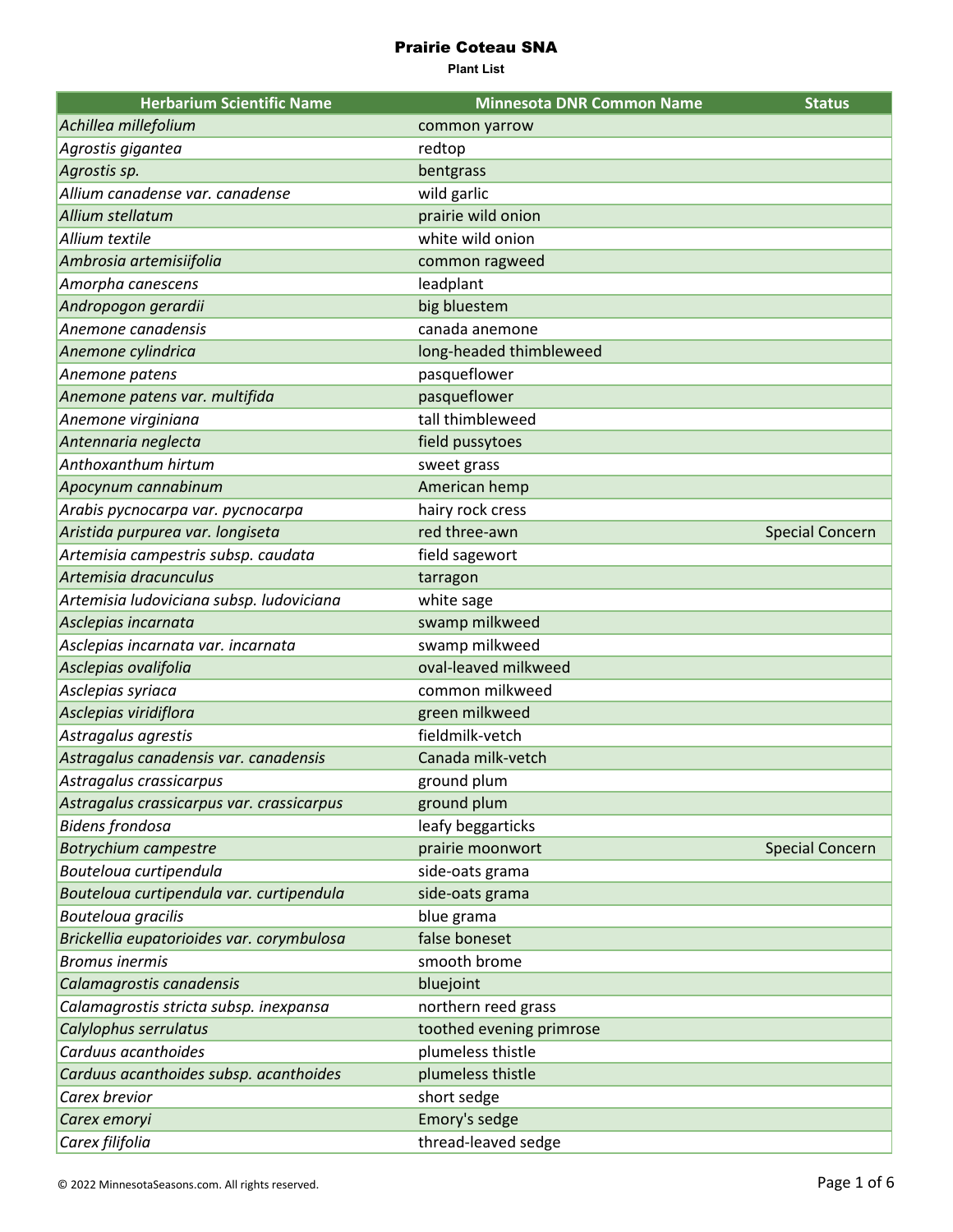# Prairie Coteau SNA

**Plant List**

| Herbarium Scientific Name | Minnesota DNR Common Name | Status |
|---|---|---|
| *Achillea millefolium* | common yarrow | |
| *Agrostis gigantea* | redtop | |
| *Agrostis sp.* | bentgrass | |
| *Allium canadense var. canadense* | wild garlic | |
| *Allium stellatum* | prairie wild onion | |
| *Allium textile* | white wild onion | |
| *Ambrosia artemisiifolia* | common ragweed | |
| *Amorpha canescens* | leadplant | |
| *Andropogon gerardii* | big bluestem | |
| *Anemone canadensis* | canada anemone | |
| *Anemone cylindrica* | long-headed thimbleweed | |
| *Anemone patens* | pasqueflower | |
| *Anemone patens var. multifida* | pasqueflower | |
| *Anemone virginiana* | tall thimbleweed | |
| *Antennaria neglecta* | field pussytoes | |
| *Anthoxanthum hirtum* | sweet grass | |
| *Apocynum cannabinum* | American hemp | |
| *Arabis pycnocarpa var. pycnocarpa* | hairy rock cress | |
| *Aristida purpurea var. longiseta* | red three-awn | Special Concern |
| *Artemisia campestris subsp. caudata* | field sagewort | |
| *Artemisia dracunculus* | tarragon | |
| *Artemisia ludoviciana subsp. ludoviciana* | white sage | |
| *Asclepias incarnata* | swamp milkweed | |
| *Asclepias incarnata var. incarnata* | swamp milkweed | |
| *Asclepias ovalifolia* | oval-leaved milkweed | |
| *Asclepias syriaca* | common milkweed | |
| *Asclepias viridiflora* | green milkweed | |
| *Astragalus agrestis* | fieldmilk-vetch | |
| *Astragalus canadensis var. canadensis* | Canada milk-vetch | |
| *Astragalus crassicarpus* | ground plum | |
| *Astragalus crassicarpus var. crassicarpus* | ground plum | |
| *Bidens frondosa* | leafy beggarticks | |
| *Botrychium campestre* | prairie moonwort | Special Concern |
| *Bouteloua curtipendula* | side-oats grama | |
| *Bouteloua curtipendula var. curtipendula* | side-oats grama | |
| *Bouteloua gracilis* | blue grama | |
| *Brickellia eupatorioides var. corymbulosa* | false boneset | |
| *Bromus inermis* | smooth brome | |
| *Calamagrostis canadensis* | bluejoint | |
| *Calamagrostis stricta subsp. inexpansa* | northern reed grass | |
| *Calylophus serrulatus* | toothed evening primrose | |
| *Carduus acanthoides* | plumeless thistle | |
| *Carduus acanthoides subsp. acanthoides* | plumeless thistle | |
| *Carex brevior* | short sedge | |
| *Carex emoryi* | Emory's sedge | |
| *Carex filifolia* | thread-leaved sedge | |

© 2022 MinnesotaSeasons.com. All rights reserved.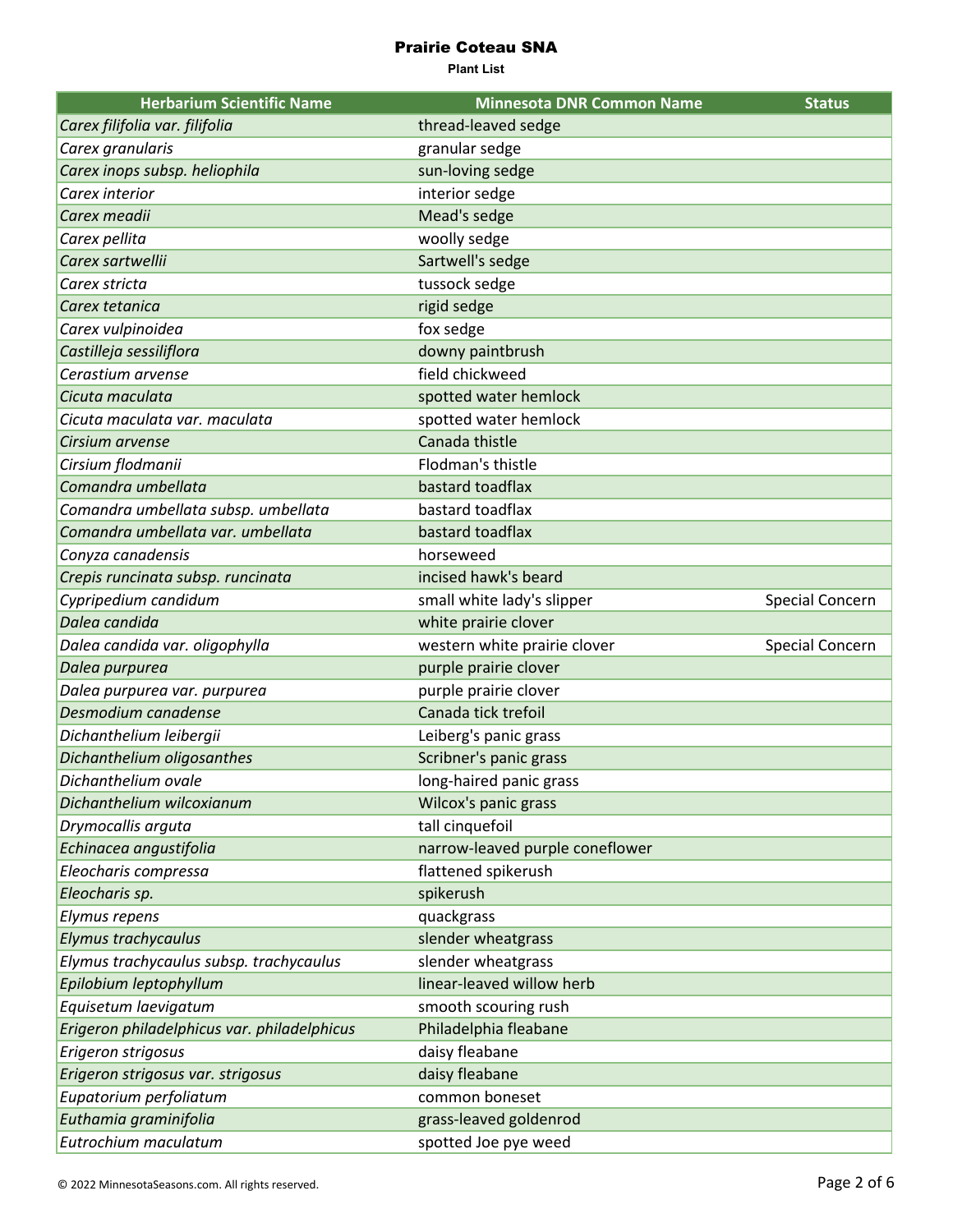# Prairie Coteau SNA

**Plant List**

| Herbarium Scientific Name | Minnesota DNR Common Name | Status |
| --- | --- | --- |
| *Carex filifolia var. filifolia* | thread-leaved sedge | |
| *Carex granularis* | granular sedge | |
| *Carex inops subsp. heliophila* | sun-loving sedge | |
| *Carex interior* | interior sedge | |
| *Carex meadii* | Mead's sedge | |
| *Carex pellita* | woolly sedge | |
| *Carex sartwellii* | Sartwell's sedge | |
| *Carex stricta* | tussock sedge | |
| *Carex tetanica* | rigid sedge | |
| *Carex vulpinoidea* | fox sedge | |
| *Castilleja sessiliflora* | downy paintbrush | |
| *Cerastium arvense* | field chickweed | |
| *Cicuta maculata* | spotted water hemlock | |
| *Cicuta maculata var. maculata* | spotted water hemlock | |
| *Cirsium arvense* | Canada thistle | |
| *Cirsium flodmanii* | Flodman's thistle | |
| *Comandra umbellata* | bastard toadflax | |
| *Comandra umbellata subsp. umbellata* | bastard toadflax | |
| *Comandra umbellata var. umbellata* | bastard toadflax | |
| *Conyza canadensis* | horseweed | |
| *Crepis runcinata subsp. runcinata* | incised hawk's beard | |
| *Cypripedium candidum* | small white lady's slipper | Special Concern |
| *Dalea candida* | white prairie clover | |
| *Dalea candida var. oligophylla* | western white prairie clover | Special Concern |
| *Dalea purpurea* | purple prairie clover | |
| *Dalea purpurea var. purpurea* | purple prairie clover | |
| *Desmodium canadense* | Canada tick trefoil | |
| *Dichanthelium leibergii* | Leiberg's panic grass | |
| *Dichanthelium oligosanthes* | Scribner's panic grass | |
| *Dichanthelium ovale* | long-haired panic grass | |
| *Dichanthelium wilcoxianum* | Wilcox's panic grass | |
| *Drymocallis arguta* | tall cinquefoil | |
| *Echinacea angustifolia* | narrow-leaved purple coneflower | |
| *Eleocharis compressa* | flattened spikerush | |
| *Eleocharis sp.* | spikerush | |
| *Elymus repens* | quackgrass | |
| *Elymus trachycaulus* | slender wheatgrass | |
| *Elymus trachycaulus subsp. trachycaulus* | slender wheatgrass | |
| *Epilobium leptophyllum* | linear-leaved willow herb | |
| *Equisetum laevigatum* | smooth scouring rush | |
| *Erigeron philadelphicus var. philadelphicus* | Philadelphia fleabane | |
| *Erigeron strigosus* | daisy fleabane | |
| *Erigeron strigosus var. strigosus* | daisy fleabane | |
| *Eupatorium perfoliatum* | common boneset | |
| *Euthamia graminifolia* | grass-leaved goldenrod | |
| *Eutrochium maculatum* | spotted Joe pye weed | |

© 2022 MinnesotaSeasons.com. All rights reserved.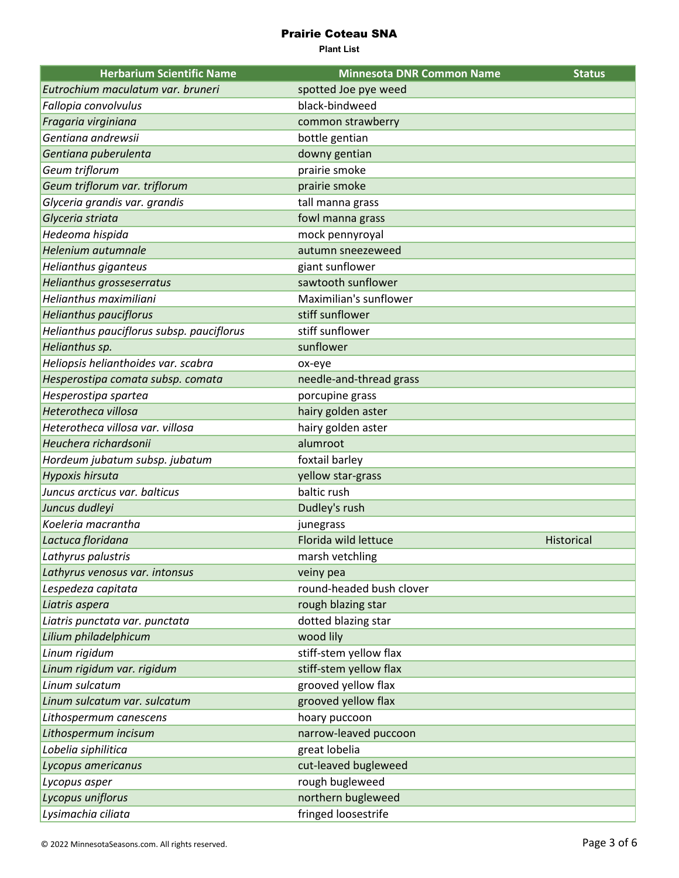# Prairie Coteau SNA

**Plant List**

| Herbarium Scientific Name | Minnesota DNR Common Name | Status |
|---|---|---|
| *Eutrochium maculatum var. bruneri* | spotted Joe pye weed | |
| *Fallopia convolvulus* | black-bindweed | |
| *Fragaria virginiana* | common strawberry | |
| *Gentiana andrewsii* | bottle gentian | |
| *Gentiana puberulenta* | downy gentian | |
| *Geum triflorum* | prairie smoke | |
| *Geum triflorum var. triflorum* | prairie smoke | |
| *Glyceria grandis var. grandis* | tall manna grass | |
| *Glyceria striata* | fowl manna grass | |
| *Hedeoma hispida* | mock pennyroyal | |
| *Helenium autumnale* | autumn sneezeweed | |
| *Helianthus giganteus* | giant sunflower | |
| *Helianthus grosseserratus* | sawtooth sunflower | |
| *Helianthus maximiliani* | Maximilian's sunflower | |
| *Helianthus pauciflorus* | stiff sunflower | |
| *Helianthus pauciflorus subsp. pauciflorus* | stiff sunflower | |
| *Helianthus sp.* | sunflower | |
| *Heliopsis helianthoides var. scabra* | ox-eye | |
| *Hesperostipa comata subsp. comata* | needle-and-thread grass | |
| *Hesperostipa spartea* | porcupine grass | |
| *Heterotheca villosa* | hairy golden aster | |
| *Heterotheca villosa var. villosa* | hairy golden aster | |
| *Heuchera richardsonii* | alumroot | |
| *Hordeum jubatum subsp. jubatum* | foxtail barley | |
| *Hypoxis hirsuta* | yellow star-grass | |
| *Juncus arcticus var. balticus* | baltic rush | |
| *Juncus dudleyi* | Dudley's rush | |
| *Koeleria macrantha* | junegrass | |
| *Lactuca floridana* | Florida wild lettuce | Historical |
| *Lathyrus palustris* | marsh vetchling | |
| *Lathyrus venosus var. intonsus* | veiny pea | |
| *Lespedeza capitata* | round-headed bush clover | |
| *Liatris aspera* | rough blazing star | |
| *Liatris punctata var. punctata* | dotted blazing star | |
| *Lilium philadelphicum* | wood lily | |
| *Linum rigidum* | stiff-stem yellow flax | |
| *Linum rigidum var. rigidum* | stiff-stem yellow flax | |
| *Linum sulcatum* | grooved yellow flax | |
| *Linum sulcatum var. sulcatum* | grooved yellow flax | |
| *Lithospermum canescens* | hoary puccoon | |
| *Lithospermum incisum* | narrow-leaved puccoon | |
| *Lobelia siphilitica* | great lobelia | |
| *Lycopus americanus* | cut-leaved bugleweed | |
| *Lycopus asper* | rough bugleweed | |
| *Lycopus uniflorus* | northern bugleweed | |
| *Lysimachia ciliata* | fringed loosestrife | |

© 2022 MinnesotaSeasons.com. All rights reserved.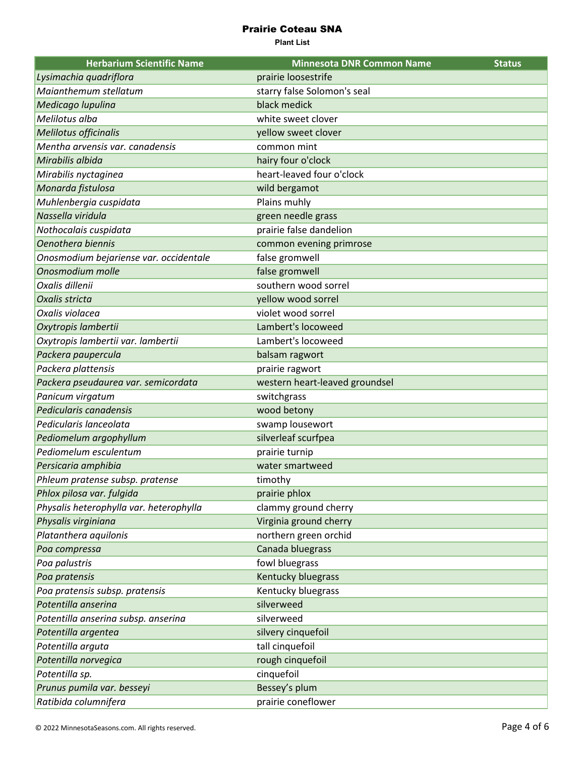# Prairie Coteau SNA

**Plant List**

| Herbarium Scientific Name | Minnesota DNR Common Name | Status |
|---|---|---|
| *Lysimachia quadriflora* | prairie loosestrife | |
| *Maianthemum stellatum* | starry false Solomon's seal | |
| *Medicago lupulina* | black medick | |
| *Melilotus alba* | white sweet clover | |
| *Melilotus officinalis* | yellow sweet clover | |
| *Mentha arvensis var. canadensis* | common mint | |
| *Mirabilis albida* | hairy four o'clock | |
| *Mirabilis nyctaginea* | heart-leaved four o'clock | |
| *Monarda fistulosa* | wild bergamot | |
| *Muhlenbergia cuspidata* | Plains muhly | |
| *Nassella viridula* | green needle grass | |
| *Nothocalais cuspidata* | prairie false dandelion | |
| *Oenothera biennis* | common evening primrose | |
| *Onosmodium bejariense var. occidentale* | false gromwell | |
| *Onosmodium molle* | false gromwell | |
| *Oxalis dillenii* | southern wood sorrel | |
| *Oxalis stricta* | yellow wood sorrel | |
| *Oxalis violacea* | violet wood sorrel | |
| *Oxytropis lambertii* | Lambert's locoweed | |
| *Oxytropis lambertii var. lambertii* | Lambert's locoweed | |
| *Packera paupercula* | balsam ragwort | |
| *Packera plattensis* | prairie ragwort | |
| *Packera pseudaurea var. semicordata* | western heart-leaved groundsel | |
| *Panicum virgatum* | switchgrass | |
| *Pedicularis canadensis* | wood betony | |
| *Pedicularis lanceolata* | swamp lousewort | |
| *Pediomelum argophyllum* | silverleaf scurfpea | |
| *Pediomelum esculentum* | prairie turnip | |
| *Persicaria amphibia* | water smartweed | |
| *Phleum pratense subsp. pratense* | timothy | |
| *Phlox pilosa var. fulgida* | prairie phlox | |
| *Physalis heterophylla var. heterophylla* | clammy ground cherry | |
| *Physalis virginiana* | Virginia ground cherry | |
| *Platanthera aquilonis* | northern green orchid | |
| *Poa compressa* | Canada bluegrass | |
| *Poa palustris* | fowl bluegrass | |
| *Poa pratensis* | Kentucky bluegrass | |
| *Poa pratensis subsp. pratensis* | Kentucky bluegrass | |
| *Potentilla anserina* | silverweed | |
| *Potentilla anserina subsp. anserina* | silverweed | |
| *Potentilla argentea* | silvery cinquefoil | |
| *Potentilla arguta* | tall cinquefoil | |
| *Potentilla norvegica* | rough cinquefoil | |
| *Potentilla sp.* | cinquefoil | |
| *Prunus pumila var. besseyi* | Bessey's plum | |
| *Ratibida columnifera* | prairie coneflower | |

© 2022 MinnesotaSeasons.com. All rights reserved.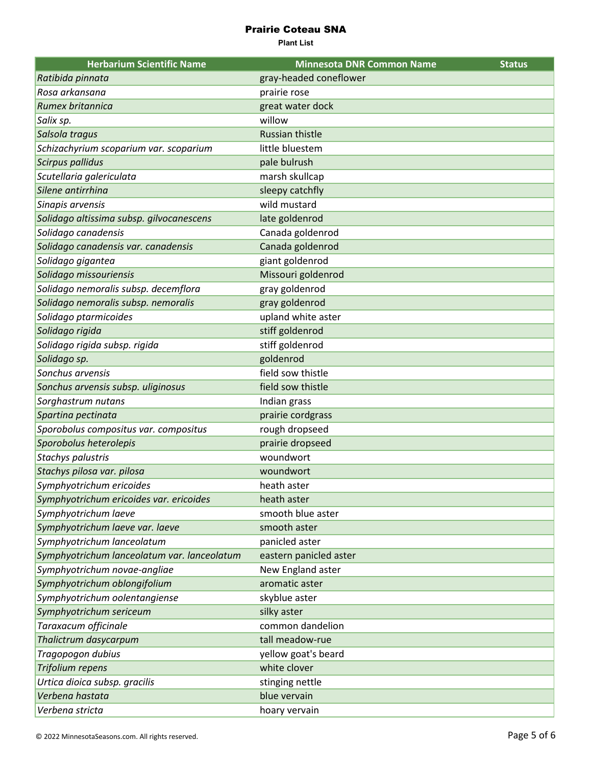# Prairie Coteau SNA

**Plant List**

| Herbarium Scientific Name | Minnesota DNR Common Name | Status |
|---|---|---|
| *Ratibida pinnata* | gray-headed coneflower | |
| *Rosa arkansana* | prairie rose | |
| *Rumex britannica* | great water dock | |
| *Salix sp.* | willow | |
| *Salsola tragus* | Russian thistle | |
| *Schizachyrium scoparium var. scoparium* | little bluestem | |
| *Scirpus pallidus* | pale bulrush | |
| *Scutellaria galericulata* | marsh skullcap | |
| *Silene antirrhina* | sleepy catchfly | |
| *Sinapis arvensis* | wild mustard | |
| *Solidago altissima subsp. gilvocanescens* | late goldenrod | |
| *Solidago canadensis* | Canada goldenrod | |
| *Solidago canadensis var. canadensis* | Canada goldenrod | |
| *Solidago gigantea* | giant goldenrod | |
| *Solidago missouriensis* | Missouri goldenrod | |
| *Solidago nemoralis subsp. decemflora* | gray goldenrod | |
| *Solidago nemoralis subsp. nemoralis* | gray goldenrod | |
| *Solidago ptarmicoides* | upland white aster | |
| *Solidago rigida* | stiff goldenrod | |
| *Solidago rigida subsp. rigida* | stiff goldenrod | |
| *Solidago sp.* | goldenrod | |
| *Sonchus arvensis* | field sow thistle | |
| *Sonchus arvensis subsp. uliginosus* | field sow thistle | |
| *Sorghastrum nutans* | Indian grass | |
| *Spartina pectinata* | prairie cordgrass | |
| *Sporobolus compositus var. compositus* | rough dropseed | |
| *Sporobolus heterolepis* | prairie dropseed | |
| *Stachys palustris* | woundwort | |
| *Stachys pilosa var. pilosa* | woundwort | |
| *Symphyotrichum ericoides* | heath aster | |
| *Symphyotrichum ericoides var. ericoides* | heath aster | |
| *Symphyotrichum laeve* | smooth blue aster | |
| *Symphyotrichum laeve var. laeve* | smooth aster | |
| *Symphyotrichum lanceolatum* | panicled aster | |
| *Symphyotrichum lanceolatum var. lanceolatum* | eastern panicled aster | |
| *Symphyotrichum novae-angliae* | New England aster | |
| *Symphyotrichum oblongifolium* | aromatic aster | |
| *Symphyotrichum oolentangiense* | skyblue aster | |
| *Symphyotrichum sericeum* | silky aster | |
| *Taraxacum officinale* | common dandelion | |
| *Thalictrum dasycarpum* | tall meadow-rue | |
| *Tragopogon dubius* | yellow goat's beard | |
| *Trifolium repens* | white clover | |
| *Urtica dioica subsp. gracilis* | stinging nettle | |
| *Verbena hastata* | blue vervain | |
| *Verbena stricta* | hoary vervain | |

© 2022 MinnesotaSeasons.com. All rights reserved.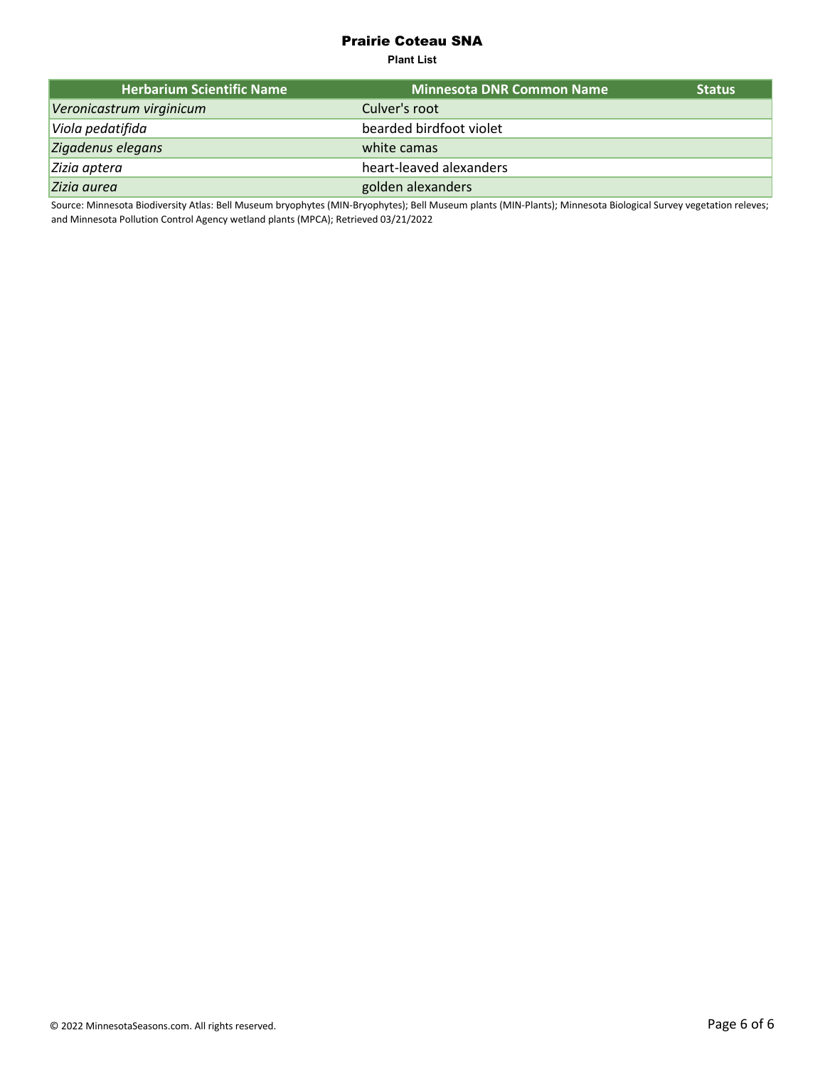## Prairie Coteau SNA

**Plant List**

| Herbarium Scientific Name | Minnesota DNR Common Name | Status |
|---|---|---|
| *Veronicastrum virginicum* | Culver's root | |
| *Viola pedatifida* | bearded birdfoot violet | |
| *Zigadenus elegans* | white camas | |
| *Zizia aptera* | heart-leaved alexanders | |
| *Zizia aurea* | golden alexanders | |

Source: Minnesota Biodiversity Atlas: Bell Museum bryophytes (MIN-Bryophytes); Bell Museum plants (MIN-Plants); Minnesota Biological Survey vegetation releves; and Minnesota Pollution Control Agency wetland plants (MPCA); Retrieved 03/21/2022

© 2022 MinnesotaSeasons.com. All rights reserved.